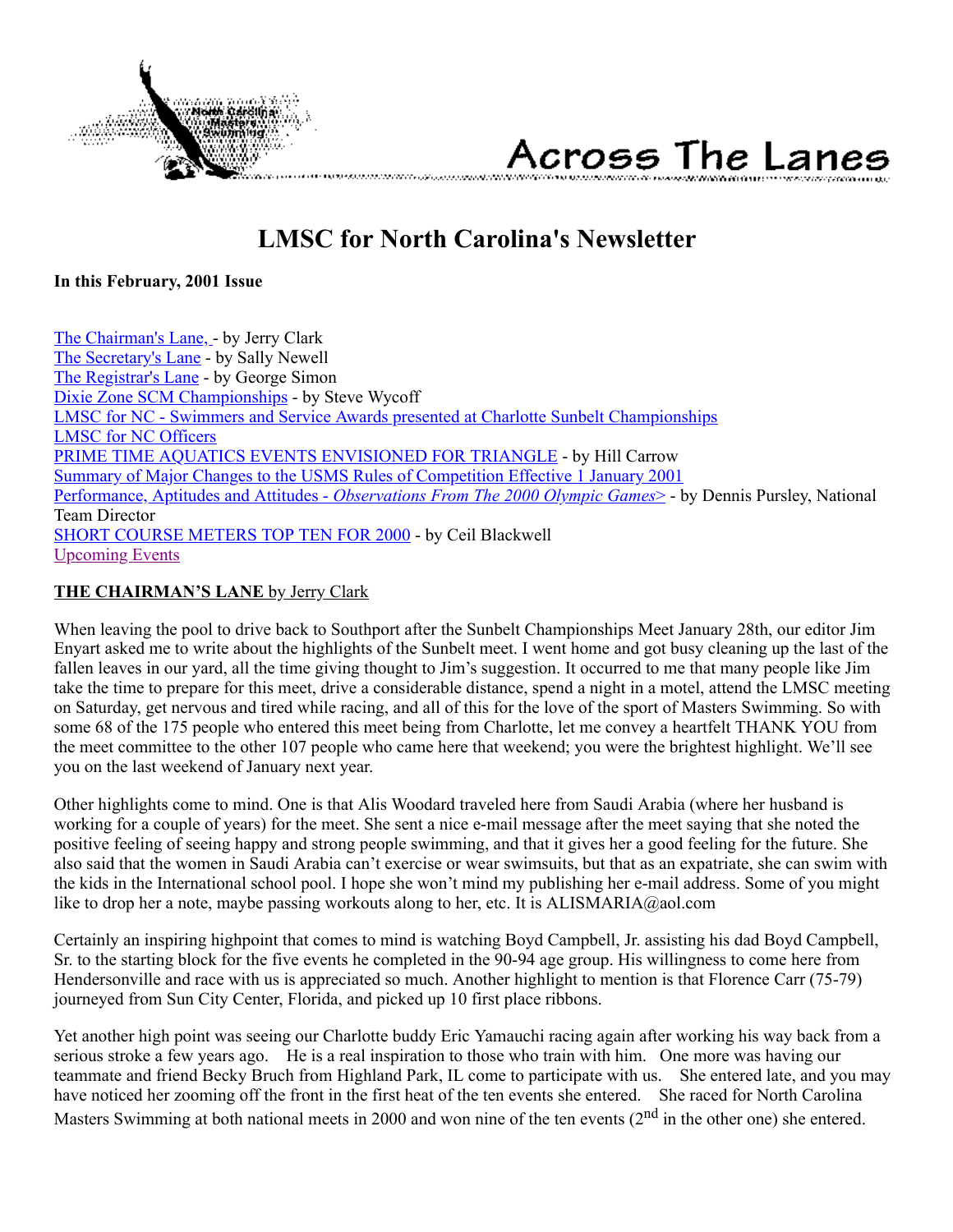# Across The Lanes

# LMSC for North Carolina's Newsletter

**In this February, 2001 Issue**

The Chairman's Lane, - by Jerry Clark
The Secretary's Lane - by Sally Newell
The Registrar's Lane - by George Simon
Dixie Zone SCM Championships - by Steve Wycoff
LMSC for NC - Swimmers and Service Awards presented at Charlotte Sunbelt Championships
LMSC for NC Officers
PRIME TIME AQUATICS EVENTS ENVISIONED FOR TRIANGLE - by Hill Carrow
Summary of Major Changes to the USMS Rules of Competition Effective 1 January 2001
Performance, Aptitudes and Attitudes - *Observations From The 2000 Olympic Games>* - by Dennis Pursley, National Team Director
SHORT COURSE METERS TOP TEN FOR 2000 - by Ceil Blackwell
Upcoming Events

## THE CHAIRMAN'S LANE by Jerry Clark

When leaving the pool to drive back to Southport after the Sunbelt Championships Meet January 28th, our editor Jim Enyart asked me to write about the highlights of the Sunbelt meet. I went home and got busy cleaning up the last of the fallen leaves in our yard, all the time giving thought to Jim's suggestion. It occurred to me that many people like Jim take the time to prepare for this meet, drive a considerable distance, spend a night in a motel, attend the LMSC meeting on Saturday, get nervous and tired while racing, and all of this for the love of the sport of Masters Swimming. So with some 68 of the 175 people who entered this meet being from Charlotte, let me convey a heartfelt THANK YOU from the meet committee to the other 107 people who came here that weekend; you were the brightest highlight. We'll see you on the last weekend of January next year.

Other highlights come to mind. One is that Alis Woodard traveled here from Saudi Arabia (where her husband is working for a couple of years) for the meet. She sent a nice e-mail message after the meet saying that she noted the positive feeling of seeing happy and strong people swimming, and that it gives her a good feeling for the future. She also said that the women in Saudi Arabia can't exercise or wear swimsuits, but that as an expatriate, she can swim with the kids in the International school pool. I hope she won't mind my publishing her e-mail address. Some of you might like to drop her a note, maybe passing workouts along to her, etc. It is ALISMARIA@aol.com

Certainly an inspiring highpoint that comes to mind is watching Boyd Campbell, Jr. assisting his dad Boyd Campbell, Sr. to the starting block for the five events he completed in the 90-94 age group. His willingness to come here from Hendersonville and race with us is appreciated so much. Another highlight to mention is that Florence Carr (75-79) journeyed from Sun City Center, Florida, and picked up 10 first place ribbons.

Yet another high point was seeing our Charlotte buddy Eric Yamauchi racing again after working his way back from a serious stroke a few years ago. He is a real inspiration to those who train with him. One more was having our teammate and friend Becky Bruch from Highland Park, IL come to participate with us. She entered late, and you may have noticed her zooming off the front in the first heat of the ten events she entered. She raced for North Carolina Masters Swimming at both national meets in 2000 and won nine of the ten events (2nd in the other one) she entered.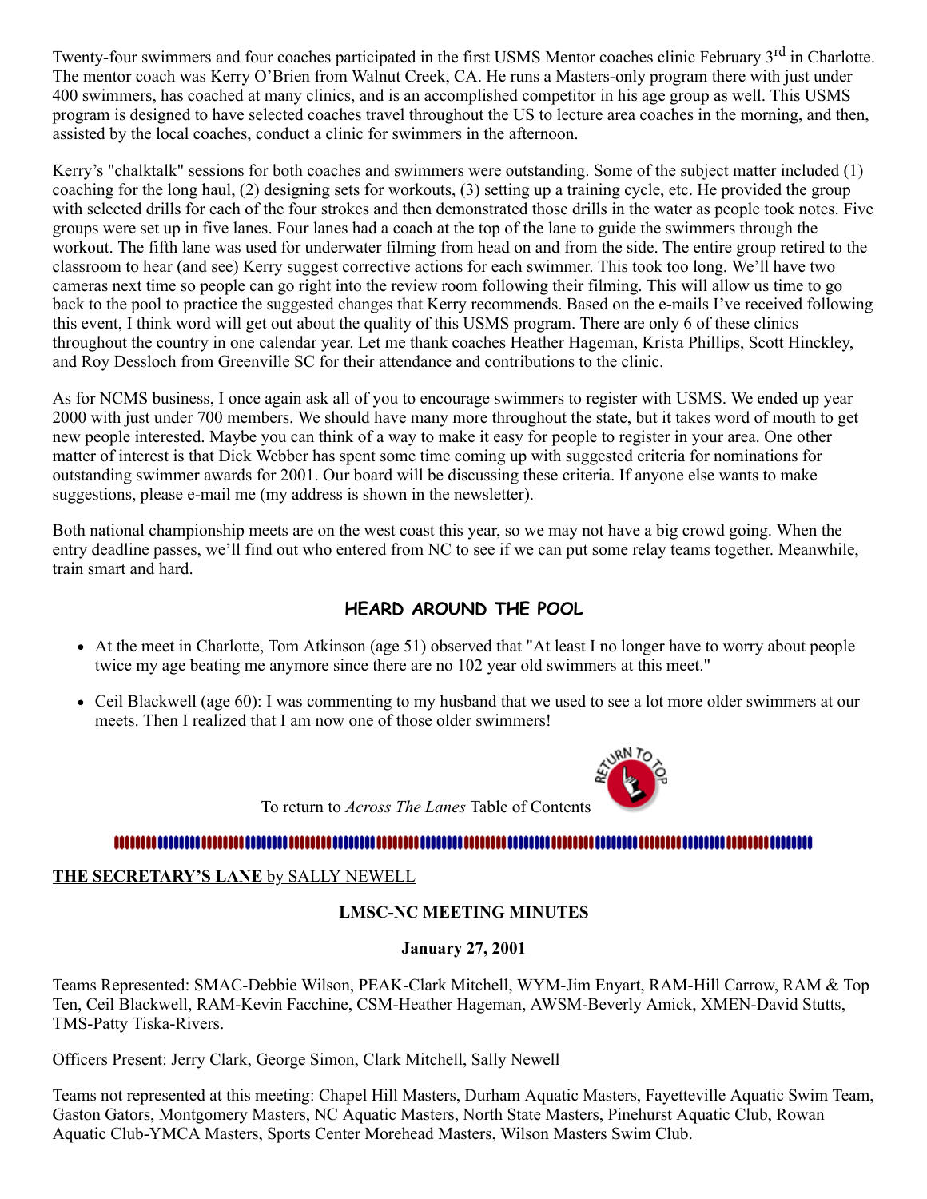Twenty-four swimmers and four coaches participated in the first USMS Mentor coaches clinic February 3rd in Charlotte. The mentor coach was Kerry O'Brien from Walnut Creek, CA. He runs a Masters-only program there with just under 400 swimmers, has coached at many clinics, and is an accomplished competitor in his age group as well. This USMS program is designed to have selected coaches travel throughout the US to lecture area coaches in the morning, and then, assisted by the local coaches, conduct a clinic for swimmers in the afternoon.

Kerry's "chalktalk" sessions for both coaches and swimmers were outstanding. Some of the subject matter included (1) coaching for the long haul, (2) designing sets for workouts, (3) setting up a training cycle, etc. He provided the group with selected drills for each of the four strokes and then demonstrated those drills in the water as people took notes. Five groups were set up in five lanes. Four lanes had a coach at the top of the lane to guide the swimmers through the workout. The fifth lane was used for underwater filming from head on and from the side. The entire group retired to the classroom to hear (and see) Kerry suggest corrective actions for each swimmer. This took too long. We'll have two cameras next time so people can go right into the review room following their filming. This will allow us time to go back to the pool to practice the suggested changes that Kerry recommends. Based on the e-mails I've received following this event, I think word will get out about the quality of this USMS program. There are only 6 of these clinics throughout the country in one calendar year. Let me thank coaches Heather Hageman, Krista Phillips, Scott Hinckley, and Roy Dessloch from Greenville SC for their attendance and contributions to the clinic.

As for NCMS business, I once again ask all of you to encourage swimmers to register with USMS. We ended up year 2000 with just under 700 members. We should have many more throughout the state, but it takes word of mouth to get new people interested. Maybe you can think of a way to make it easy for people to register in your area. One other matter of interest is that Dick Webber has spent some time coming up with suggested criteria for nominations for outstanding swimmer awards for 2001. Our board will be discussing these criteria. If anyone else wants to make suggestions, please e-mail me (my address is shown in the newsletter).

Both national championship meets are on the west coast this year, so we may not have a big crowd going. When the entry deadline passes, we'll find out who entered from NC to see if we can put some relay teams together. Meanwhile, train smart and hard.

## HEARD AROUND THE POOL

- At the meet in Charlotte, Tom Atkinson (age 51) observed that "At least I no longer have to worry about people twice my age beating me anymore since there are no 102 year old swimmers at this meet."
- Ceil Blackwell (age 60): I was commenting to my husband that we used to see a lot more older swimmers at our meets. Then I realized that I am now one of those older swimmers!

To return to *Across The Lanes* Table of Contents

**THE SECRETARY'S LANE** by SALLY NEWELL

### LMSC-NC MEETING MINUTES

**January 27, 2001**

Teams Represented: SMAC-Debbie Wilson, PEAK-Clark Mitchell, WYM-Jim Enyart, RAM-Hill Carrow, RAM & Top Ten, Ceil Blackwell, RAM-Kevin Facchine, CSM-Heather Hageman, AWSM-Beverly Amick, XMEN-David Stutts, TMS-Patty Tiska-Rivers.

Officers Present: Jerry Clark, George Simon, Clark Mitchell, Sally Newell

Teams not represented at this meeting: Chapel Hill Masters, Durham Aquatic Masters, Fayetteville Aquatic Swim Team, Gaston Gators, Montgomery Masters, NC Aquatic Masters, North State Masters, Pinehurst Aquatic Club, Rowan Aquatic Club-YMCA Masters, Sports Center Morehead Masters, Wilson Masters Swim Club.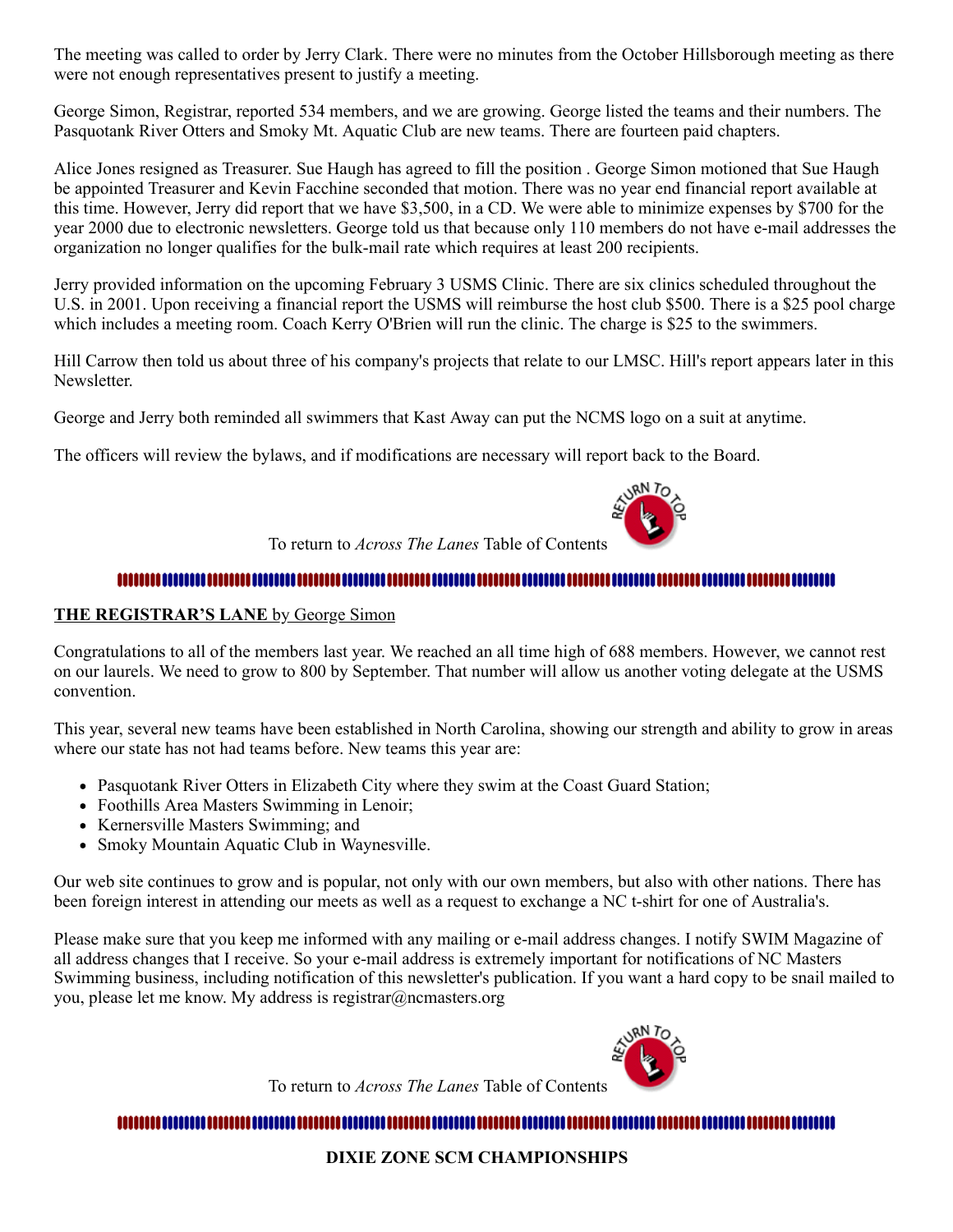The meeting was called to order by Jerry Clark. There were no minutes from the October Hillsborough meeting as there were not enough representatives present to justify a meeting.

George Simon, Registrar, reported 534 members, and we are growing. George listed the teams and their numbers. The Pasquotank River Otters and Smoky Mt. Aquatic Club are new teams. There are fourteen paid chapters.

Alice Jones resigned as Treasurer. Sue Haugh has agreed to fill the position . George Simon motioned that Sue Haugh be appointed Treasurer and Kevin Facchine seconded that motion. There was no year end financial report available at this time. However, Jerry did report that we have $3,500, in a CD. We were able to minimize expenses by $700 for the year 2000 due to electronic newsletters. George told us that because only 110 members do not have e-mail addresses the organization no longer qualifies for the bulk-mail rate which requires at least 200 recipients.

Jerry provided information on the upcoming February 3 USMS Clinic. There are six clinics scheduled throughout the U.S. in 2001. Upon receiving a financial report the USMS will reimburse the host club $500. There is a $25 pool charge which includes a meeting room. Coach Kerry O'Brien will run the clinic. The charge is $25 to the swimmers.

Hill Carrow then told us about three of his company's projects that relate to our LMSC. Hill's report appears later in this Newsletter.

George and Jerry both reminded all swimmers that Kast Away can put the NCMS logo on a suit at anytime.

The officers will review the bylaws, and if modifications are necessary will report back to the Board.

To return to *Across The Lanes* Table of Contents

## THE REGISTRAR'S LANE by George Simon

Congratulations to all of the members last year. We reached an all time high of 688 members. However, we cannot rest on our laurels. We need to grow to 800 by September. That number will allow us another voting delegate at the USMS convention.

This year, several new teams have been established in North Carolina, showing our strength and ability to grow in areas where our state has not had teams before. New teams this year are:

- Pasquotank River Otters in Elizabeth City where they swim at the Coast Guard Station;
- Foothills Area Masters Swimming in Lenoir;
- Kernersville Masters Swimming; and
- Smoky Mountain Aquatic Club in Waynesville.

Our web site continues to grow and is popular, not only with our own members, but also with other nations. There has been foreign interest in attending our meets as well as a request to exchange a NC t-shirt for one of Australia's.

Please make sure that you keep me informed with any mailing or e-mail address changes. I notify SWIM Magazine of all address changes that I receive. So your e-mail address is extremely important for notifications of NC Masters Swimming business, including notification of this newsletter's publication. If you want a hard copy to be snail mailed to you, please let me know. My address is registrar@ncmasters.org

To return to *Across The Lanes* Table of Contents

## DIXIE ZONE SCM CHAMPIONSHIPS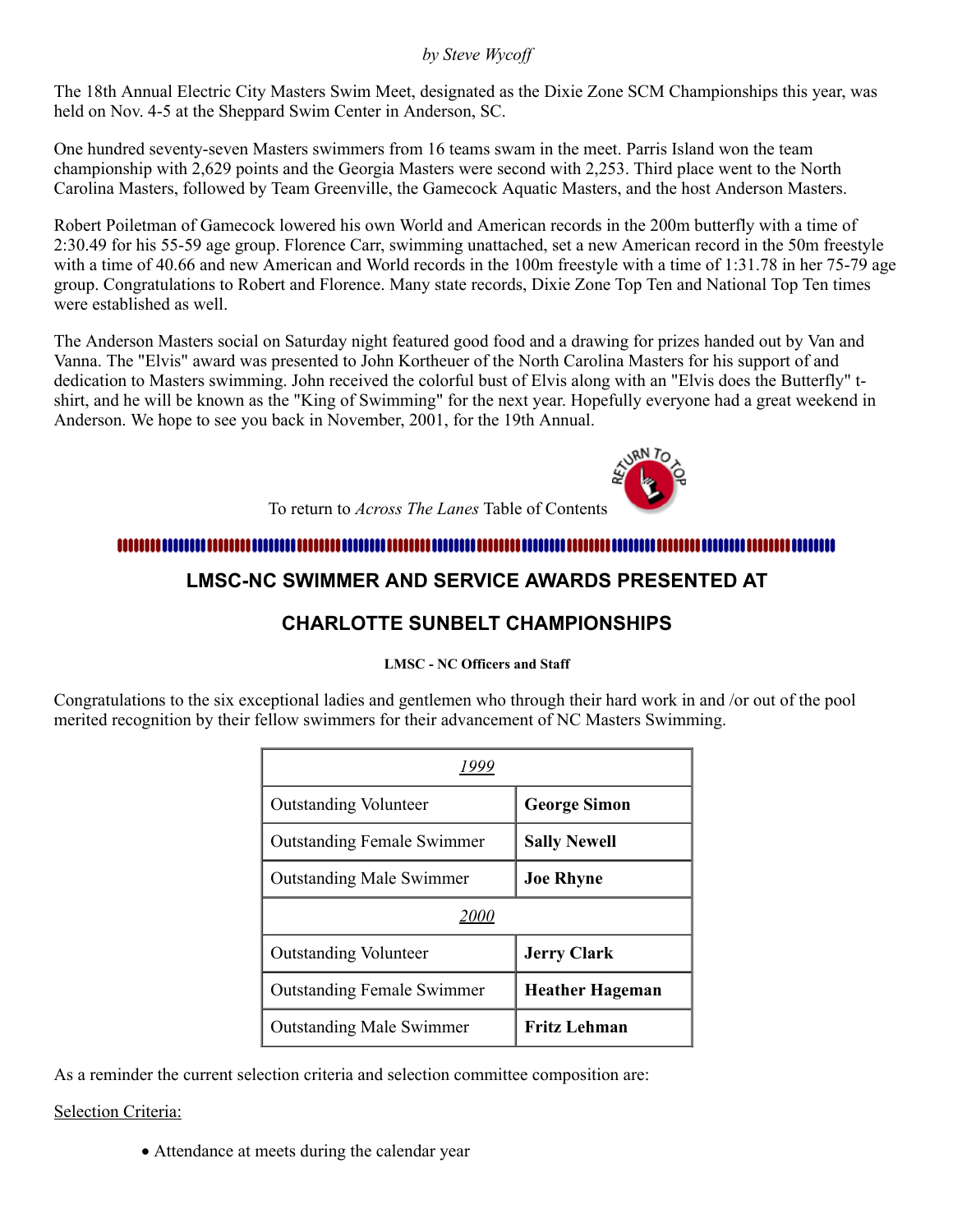*by Steve Wycoff*

The 18th Annual Electric City Masters Swim Meet, designated as the Dixie Zone SCM Championships this year, was held on Nov. 4-5 at the Sheppard Swim Center in Anderson, SC.

One hundred seventy-seven Masters swimmers from 16 teams swam in the meet. Parris Island won the team championship with 2,629 points and the Georgia Masters were second with 2,253. Third place went to the North Carolina Masters, followed by Team Greenville, the Gamecock Aquatic Masters, and the host Anderson Masters.

Robert Poiletman of Gamecock lowered his own World and American records in the 200m butterfly with a time of 2:30.49 for his 55-59 age group. Florence Carr, swimming unattached, set a new American record in the 50m freestyle with a time of 40.66 and new American and World records in the 100m freestyle with a time of 1:31.78 in her 75-79 age group. Congratulations to Robert and Florence. Many state records, Dixie Zone Top Ten and National Top Ten times were established as well.

The Anderson Masters social on Saturday night featured good food and a drawing for prizes handed out by Van and Vanna. The "Elvis" award was presented to John Kortheuer of the North Carolina Masters for his support of and dedication to Masters swimming. John received the colorful bust of Elvis along with an "Elvis does the Butterfly" t-shirt, and he will be known as the "King of Swimming" for the next year. Hopefully everyone had a great weekend in Anderson. We hope to see you back in November, 2001, for the 19th Annual.

To return to *Across The Lanes* Table of Contents

## LMSC-NC SWIMMER AND SERVICE AWARDS PRESENTED AT CHARLOTTE SUNBELT CHAMPIONSHIPS

**LMSC - NC Officers and Staff**

Congratulations to the six exceptional ladies and gentlemen who through their hard work in and /or out of the pool merited recognition by their fellow swimmers for their advancement of NC Masters Swimming.

| *1999* | |
|---|---|
| Outstanding Volunteer | **George Simon** |
| Outstanding Female Swimmer | **Sally Newell** |
| Outstanding Male Swimmer | **Joe Rhyne** |
| *2000* | |
| Outstanding Volunteer | **Jerry Clark** |
| Outstanding Female Swimmer | **Heather Hageman** |
| Outstanding Male Swimmer | **Fritz Lehman** |

As a reminder the current selection criteria and selection committee composition are:

Selection Criteria:

- Attendance at meets during the calendar year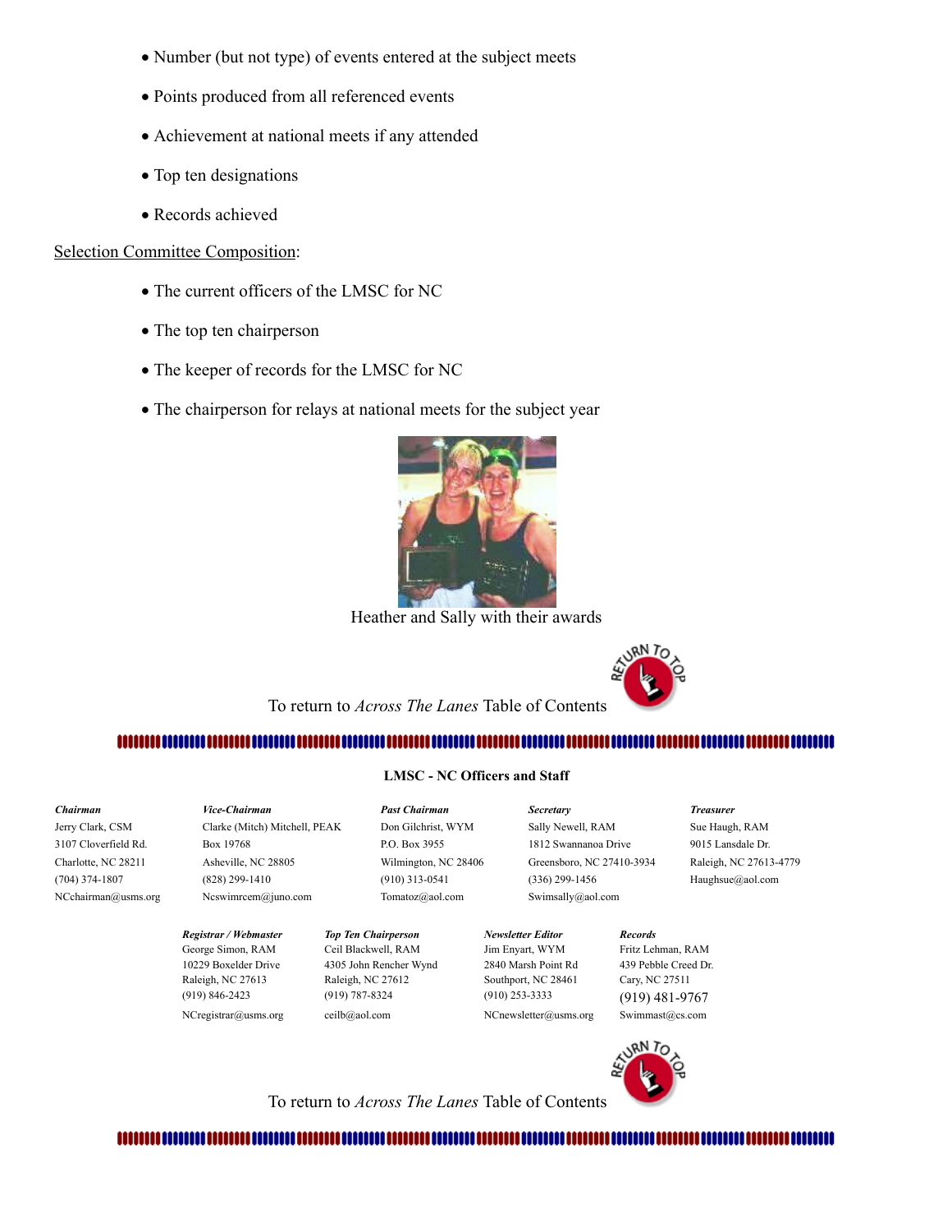- Number (but not type) of events entered at the subject meets
- Points produced from all referenced events
- Achievement at national meets if any attended
- Top ten designations
- Records achieved

Selection Committee Composition:

- The current officers of the LMSC for NC
- The top ten chairperson
- The keeper of records for the LMSC for NC
- The chairperson for relays at national meets for the subject year

Heather and Sally with their awards

To return to *Across The Lanes* Table of Contents

**LMSC - NC Officers and Staff**

| ***Chairman*** | ***Vice-Chairman*** | ***Past Chairman*** | ***Secretary*** | ***Treasurer*** |
|---|---|---|---|---|
| Jerry Clark, CSM | Clarke (Mitch) Mitchell, PEAK | Don Gilchrist, WYM | Sally Newell, RAM | Sue Haugh, RAM |
| 3107 Cloverfield Rd. | Box 19768 | P.O. Box 3955 | 1812 Swannanoa Drive | 9015 Lansdale Dr. |
| Charlotte, NC 28211 | Asheville, NC 28805 | Wilmington, NC 28406 | Greensboro, NC 27410-3934 | Raleigh, NC 27613-4779 |
| (704) 374-1807 | (828) 299-1410 | (910) 313-0541 | (336) 299-1456 | Haughsue@aol.com |
| NCchairman@usms.org | Ncswimrcem@juno.com | Tomatoz@aol.com | Swimsally@aol.com | |

| ***Registrar / Webmaster*** | ***Top Ten Chairperson*** | ***Newsletter Editor*** | ***Records*** |
|---|---|---|---|
| George Simon, RAM | Ceil Blackwell, RAM | Jim Enyart, WYM | Fritz Lehman, RAM |
| 10229 Boxelder Drive | 4305 John Rencher Wynd | 2840 Marsh Point Rd | 439 Pebble Creed Dr. |
| Raleigh, NC 27613 | Raleigh, NC 27612 | Southport, NC 28461 | Cary, NC 27511 |
| (919) 846-2423 | (919) 787-8324 | (910) 253-3333 | (919) 481-9767 |
| NCregistrar@usms.org | ceilb@aol.com | NCnewsletter@usms.org | Swimmast@cs.com |

To return to *Across The Lanes* Table of Contents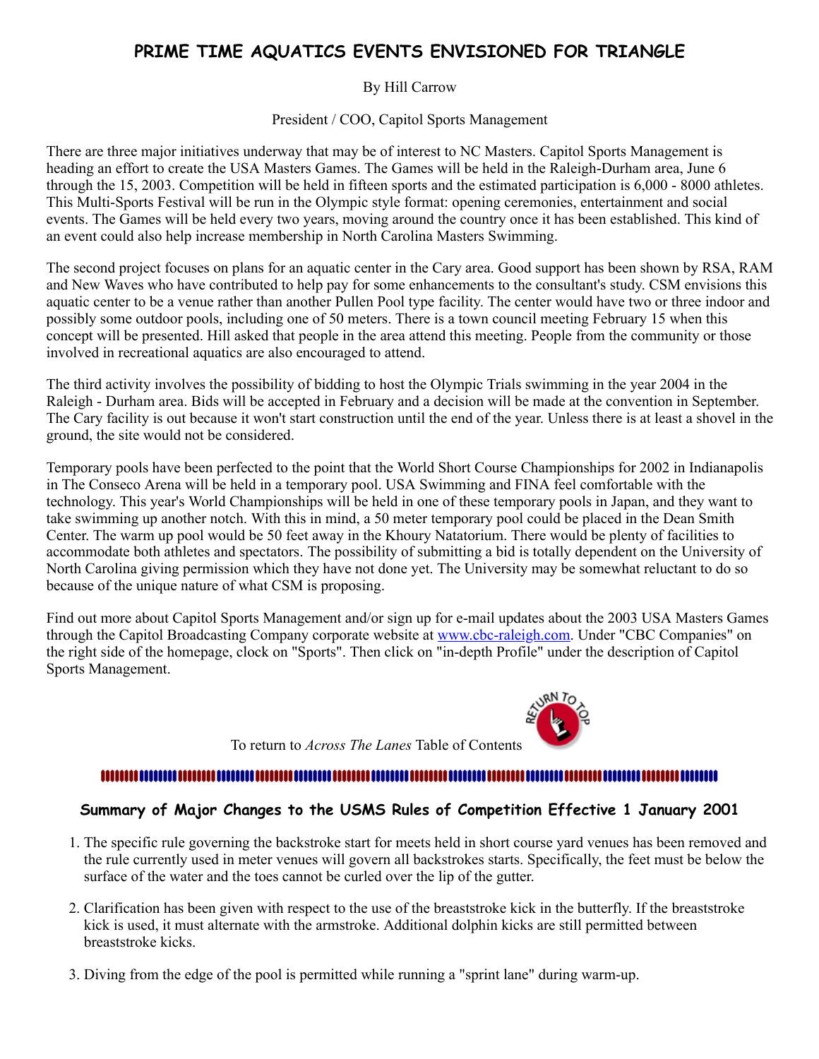## PRIME TIME AQUATICS EVENTS ENVISIONED FOR TRIANGLE

By Hill Carrow

President / COO, Capitol Sports Management

There are three major initiatives underway that may be of interest to NC Masters. Capitol Sports Management is heading an effort to create the USA Masters Games. The Games will be held in the Raleigh-Durham area, June 6 through the 15, 2003. Competition will be held in fifteen sports and the estimated participation is 6,000 - 8000 athletes. This Multi-Sports Festival will be run in the Olympic style format: opening ceremonies, entertainment and social events. The Games will be held every two years, moving around the country once it has been established. This kind of an event could also help increase membership in North Carolina Masters Swimming.

The second project focuses on plans for an aquatic center in the Cary area. Good support has been shown by RSA, RAM and New Waves who have contributed to help pay for some enhancements to the consultant's study. CSM envisions this aquatic center to be a venue rather than another Pullen Pool type facility. The center would have two or three indoor and possibly some outdoor pools, including one of 50 meters. There is a town council meeting February 15 when this concept will be presented. Hill asked that people in the area attend this meeting. People from the community or those involved in recreational aquatics are also encouraged to attend.

The third activity involves the possibility of bidding to host the Olympic Trials swimming in the year 2004 in the Raleigh - Durham area. Bids will be accepted in February and a decision will be made at the convention in September. The Cary facility is out because it won't start construction until the end of the year. Unless there is at least a shovel in the ground, the site would not be considered.

Temporary pools have been perfected to the point that the World Short Course Championships for 2002 in Indianapolis in The Conseco Arena will be held in a temporary pool. USA Swimming and FINA feel comfortable with the technology. This year's World Championships will be held in one of these temporary pools in Japan, and they want to take swimming up another notch. With this in mind, a 50 meter temporary pool could be placed in the Dean Smith Center. The warm up pool would be 50 feet away in the Khoury Natatorium. There would be plenty of facilities to accommodate both athletes and spectators. The possibility of submitting a bid is totally dependent on the University of North Carolina giving permission which they have not done yet. The University may be somewhat reluctant to do so because of the unique nature of what CSM is proposing.

Find out more about Capitol Sports Management and/or sign up for e-mail updates about the 2003 USA Masters Games through the Capitol Broadcasting Company corporate website at [www.cbc-raleigh.com](http://www.cbc-raleigh.com). Under "CBC Companies" on the right side of the homepage, clock on "Sports". Then click on "in-depth Profile" under the description of Capitol Sports Management.

To return to *Across The Lanes* Table of Contents

## Summary of Major Changes to the USMS Rules of Competition Effective 1 January 2001

1. The specific rule governing the backstroke start for meets held in short course yard venues has been removed and the rule currently used in meter venues will govern all backstrokes starts. Specifically, the feet must be below the surface of the water and the toes cannot be curled over the lip of the gutter.

2. Clarification has been given with respect to the use of the breaststroke kick in the butterfly. If the breaststroke kick is used, it must alternate with the armstroke. Additional dolphin kicks are still permitted between breaststroke kicks.

3. Diving from the edge of the pool is permitted while running a "sprint lane" during warm-up.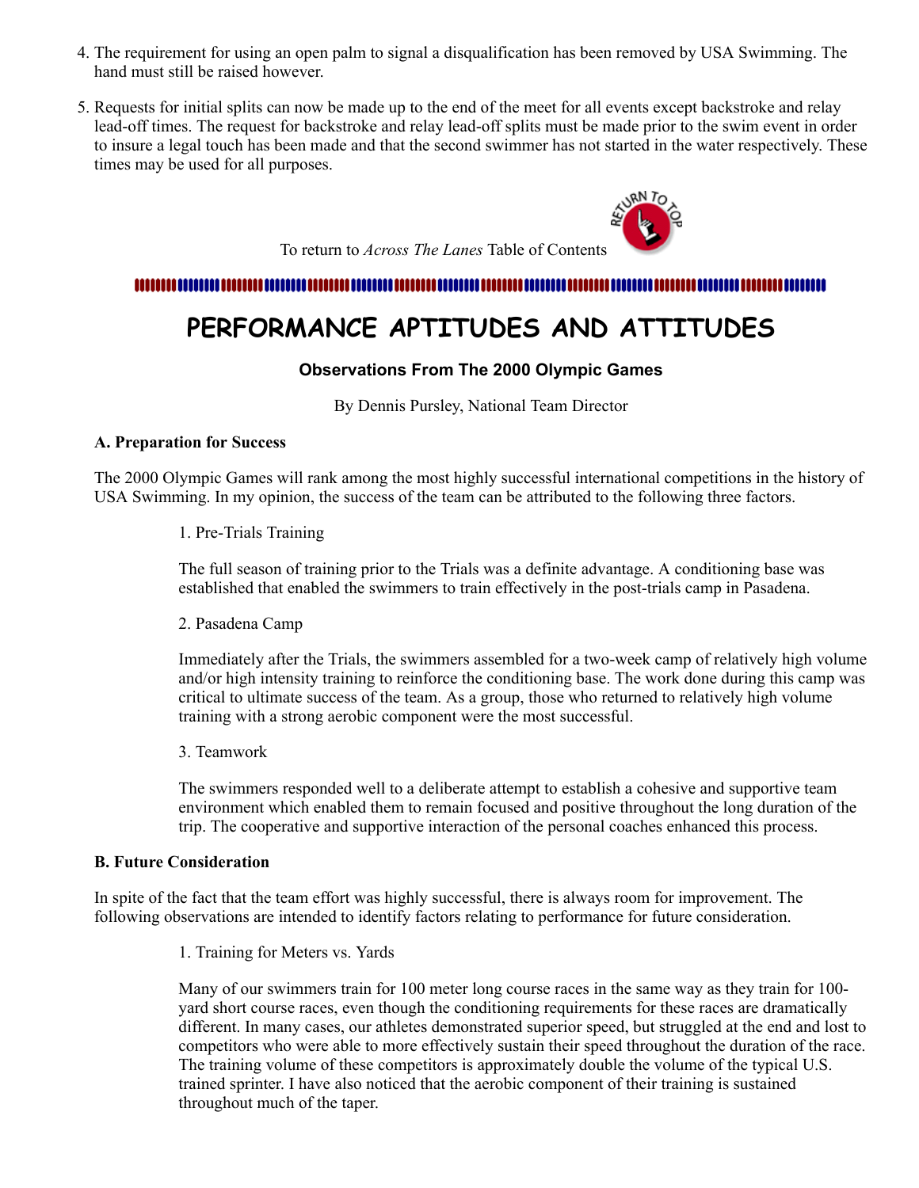4. The requirement for using an open palm to signal a disqualification has been removed by USA Swimming. The hand must still be raised however.

5. Requests for initial splits can now be made up to the end of the meet for all events except backstroke and relay lead-off times. The request for backstroke and relay lead-off splits must be made prior to the swim event in order to insure a legal touch has been made and that the second swimmer has not started in the water respectively. These times may be used for all purposes.

To return to *Across The Lanes* Table of Contents

# PERFORMANCE APTITUDES AND ATTITUDES

### Observations From The 2000 Olympic Games

By Dennis Pursley, National Team Director

**A. Preparation for Success**

The 2000 Olympic Games will rank among the most highly successful international competitions in the history of USA Swimming. In my opinion, the success of the team can be attributed to the following three factors.

1. Pre-Trials Training

The full season of training prior to the Trials was a definite advantage. A conditioning base was established that enabled the swimmers to train effectively in the post-trials camp in Pasadena.

2. Pasadena Camp

Immediately after the Trials, the swimmers assembled for a two-week camp of relatively high volume and/or high intensity training to reinforce the conditioning base. The work done during this camp was critical to ultimate success of the team. As a group, those who returned to relatively high volume training with a strong aerobic component were the most successful.

3. Teamwork

The swimmers responded well to a deliberate attempt to establish a cohesive and supportive team environment which enabled them to remain focused and positive throughout the long duration of the trip. The cooperative and supportive interaction of the personal coaches enhanced this process.

**B. Future Consideration**

In spite of the fact that the team effort was highly successful, there is always room for improvement. The following observations are intended to identify factors relating to performance for future consideration.

1. Training for Meters vs. Yards

Many of our swimmers train for 100 meter long course races in the same way as they train for 100-yard short course races, even though the conditioning requirements for these races are dramatically different. In many cases, our athletes demonstrated superior speed, but struggled at the end and lost to competitors who were able to more effectively sustain their speed throughout the duration of the race. The training volume of these competitors is approximately double the volume of the typical U.S. trained sprinter. I have also noticed that the aerobic component of their training is sustained throughout much of the taper.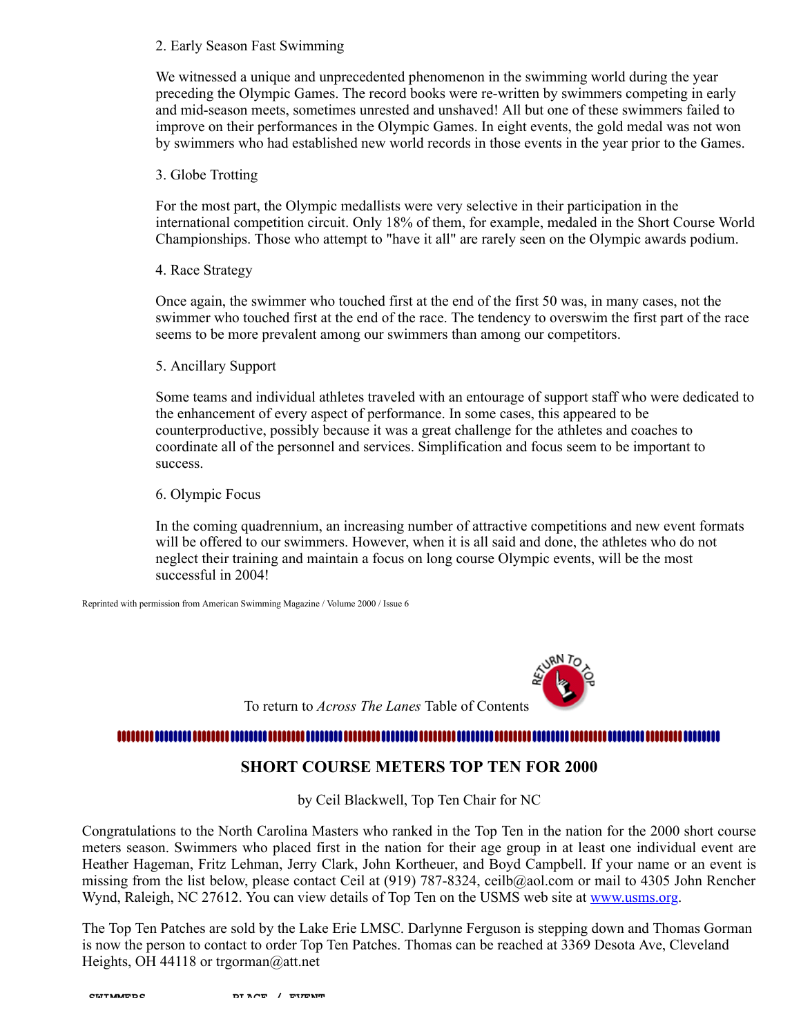2. Early Season Fast Swimming

We witnessed a unique and unprecedented phenomenon in the swimming world during the year preceding the Olympic Games. The record books were re-written by swimmers competing in early and mid-season meets, sometimes unrested and unshaved! All but one of these swimmers failed to improve on their performances in the Olympic Games. In eight events, the gold medal was not won by swimmers who had established new world records in those events in the year prior to the Games.

3. Globe Trotting

For the most part, the Olympic medallists were very selective in their participation in the international competition circuit. Only 18% of them, for example, medaled in the Short Course World Championships. Those who attempt to "have it all" are rarely seen on the Olympic awards podium.

4. Race Strategy

Once again, the swimmer who touched first at the end of the first 50 was, in many cases, not the swimmer who touched first at the end of the race. The tendency to overswim the first part of the race seems to be more prevalent among our swimmers than among our competitors.

5. Ancillary Support

Some teams and individual athletes traveled with an entourage of support staff who were dedicated to the enhancement of every aspect of performance. In some cases, this appeared to be counterproductive, possibly because it was a great challenge for the athletes and coaches to coordinate all of the personnel and services. Simplification and focus seem to be important to success.

6. Olympic Focus

In the coming quadrennium, an increasing number of attractive competitions and new event formats will be offered to our swimmers. However, when it is all said and done, the athletes who do not neglect their training and maintain a focus on long course Olympic events, will be the most successful in 2004!

Reprinted with permission from American Swimming Magazine / Volume 2000 / Issue 6

To return to *Across The Lanes* Table of Contents

## SHORT COURSE METERS TOP TEN FOR 2000

by Ceil Blackwell, Top Ten Chair for NC

Congratulations to the North Carolina Masters who ranked in the Top Ten in the nation for the 2000 short course meters season. Swimmers who placed first in the nation for their age group in at least one individual event are Heather Hageman, Fritz Lehman, Jerry Clark, John Kortheuer, and Boyd Campbell. If your name or an event is missing from the list below, please contact Ceil at (919) 787-8324, ceilb@aol.com or mail to 4305 John Rencher Wynd, Raleigh, NC 27612. You can view details of Top Ten on the USMS web site at www.usms.org.

The Top Ten Patches are sold by the Lake Erie LMSC. Darlynne Ferguson is stepping down and Thomas Gorman is now the person to contact to order Top Ten Patches. Thomas can be reached at 3369 Desota Ave, Cleveland Heights, OH 44118 or trgorman@att.net

SWIMMERS PLACE / EVENT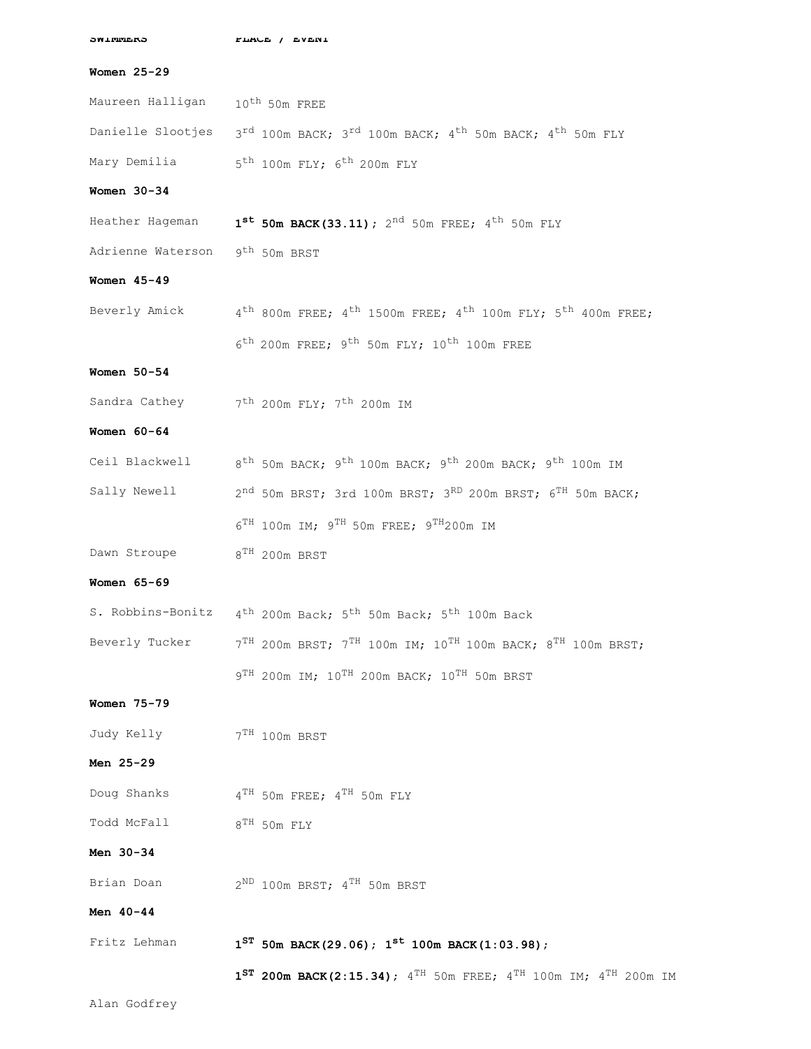| SWIMMERS | PLACE / EVENT |
|---|---|
| **Women 25-29** | |
| Maureen Halligan | 10th 50m FREE |
| Danielle Slootjes | 3rd 100m BACK; 3rd 100m BACK; 4th 50m BACK; 4th 50m FLY |
| Mary Demilia | 5th 100m FLY; 6th 200m FLY |
| **Women 30-34** | |
| Heather Hageman | **1st 50m BACK(33.11)**; 2nd 50m FREE; 4th 50m FLY |
| Adrienne Waterson | 9th 50m BRST |
| **Women 45-49** | |
| Beverly Amick | 4th 800m FREE; 4th 1500m FREE; 4th 100m FLY; 5th 400m FREE; 6th 200m FREE; 9th 50m FLY; 10th 100m FREE |
| **Women 50-54** | |
| Sandra Cathey | 7th 200m FLY; 7th 200m IM |
| **Women 60-64** | |
| Ceil Blackwell | 8th 50m BACK; 9th 100m BACK; 9th 200m BACK; 9th 100m IM |
| Sally Newell | 2nd 50m BRST; 3rd 100m BRST; 3RD 200m BRST; 6TH 50m BACK; 6TH 100m IM; 9TH 50m FREE; 9TH200m IM |
| Dawn Stroupe | 8TH 200m BRST |
| **Women 65-69** | |
| S. Robbins-Bonitz | 4th 200m Back; 5th 50m Back; 5th 100m Back |
| Beverly Tucker | 7TH 200m BRST; 7TH 100m IM; 10TH 100m BACK; 8TH 100m BRST; 9TH 200m IM; 10TH 200m BACK; 10TH 50m BRST |
| **Women 75-79** | |
| Judy Kelly | 7TH 100m BRST |
| **Men 25-29** | |
| Doug Shanks | 4TH 50m FREE; 4TH 50m FLY |
| Todd McFall | 8TH 50m FLY |
| **Men 30-34** | |
| Brian Doan | 2ND 100m BRST; 4TH 50m BRST |
| **Men 40-44** | |
| Fritz Lehman | **1ST 50m BACK(29.06); 1st 100m BACK(1:03.98); 1ST 200m BACK(2:15.34)**; 4TH 50m FREE; 4TH 100m IM; 4TH 200m IM |
| Alan Godfrey | |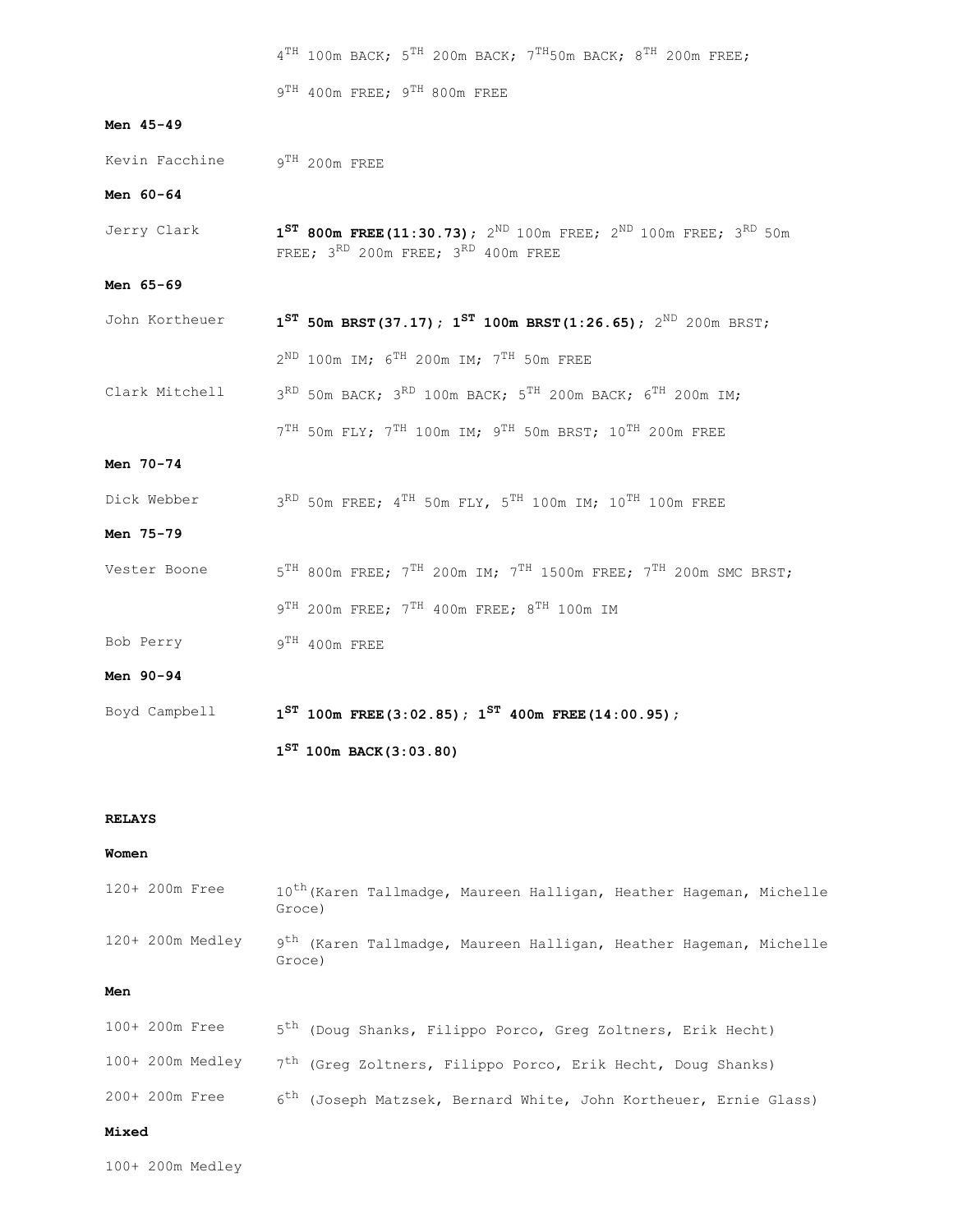4TH 100m BACK; 5TH 200m BACK; 7TH50m BACK; 8TH 200m FREE;

9TH 400m FREE; 9TH 800m FREE

**Men 45-49**

Kevin Facchine 9TH 200m FREE

**Men 60-64**

Jerry Clark **1ST 800m FREE(11:30.73)**; 2ND 100m FREE; 2ND 100m FREE; 3RD 50m FREE; 3RD 200m FREE; 3RD 400m FREE

**Men 65-69**

John Kortheuer **1ST 50m BRST(37.17); 1ST 100m BRST(1:26.65)**; 2ND 200m BRST;

2ND 100m IM; 6TH 200m IM; 7TH 50m FREE

Clark Mitchell 3RD 50m BACK; 3RD 100m BACK; 5TH 200m BACK; 6TH 200m IM;

7TH 50m FLY; 7TH 100m IM; 9TH 50m BRST; 10TH 200m FREE

**Men 70-74**

Dick Webber 3RD 50m FREE; 4TH 50m FLY, 5TH 100m IM; 10TH 100m FREE

**Men 75-79**

Vester Boone 5TH 800m FREE; 7TH 200m IM; 7TH 1500m FREE; 7TH 200m SMC BRST;

9TH 200m FREE; 7TH 400m FREE; 8TH 100m IM

Bob Perry 9TH 400m FREE

**Men 90-94**

Boyd Campbell **1ST 100m FREE(3:02.85); 1ST 400m FREE(14:00.95);**

**1ST 100m BACK(3:03.80)**

**RELAYS**

**Women**

120+ 200m Free 10th(Karen Tallmadge, Maureen Halligan, Heather Hageman, Michelle Groce)

120+ 200m Medley 9th (Karen Tallmadge, Maureen Halligan, Heather Hageman, Michelle Groce)

**Men**

100+ 200m Free 5th (Doug Shanks, Filippo Porco, Greg Zoltners, Erik Hecht)

100+ 200m Medley 7th (Greg Zoltners, Filippo Porco, Erik Hecht, Doug Shanks)

200+ 200m Free 6th (Joseph Matzsek, Bernard White, John Kortheuer, Ernie Glass)

**Mixed**

100+ 200m Medley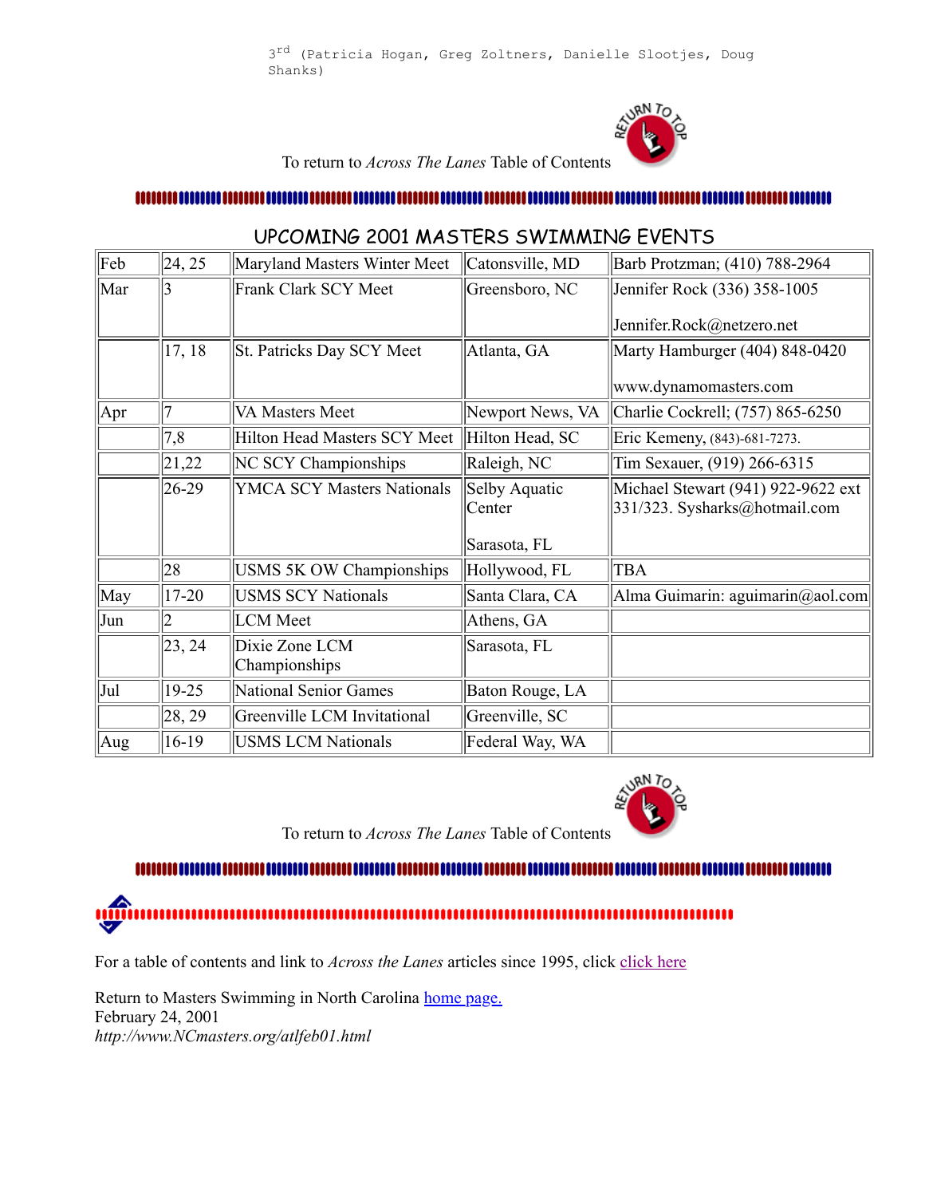3rd (Patricia Hogan, Greg Zoltners, Danielle Slootjes, Doug Shanks)

To return to *Across The Lanes* Table of Contents

## UPCOMING 2001 MASTERS SWIMMING EVENTS

| | | | | |
|---|---|---|---|---|
| Feb | 24, 25 | Maryland Masters Winter Meet | Catonsville, MD | Barb Protzman; (410) 788-2964 |
| Mar | 3 | Frank Clark SCY Meet | Greensboro, NC | Jennifer Rock (336) 358-1005<br><br>Jennifer.Rock@netzero.net |
| | 17, 18 | St. Patricks Day SCY Meet | Atlanta, GA | Marty Hamburger (404) 848-0420<br><br>www.dynamomasters.com |
| Apr | 7 | VA Masters Meet | Newport News, VA | Charlie Cockrell; (757) 865-6250 |
| | 7,8 | Hilton Head Masters SCY Meet | Hilton Head, SC | Eric Kemeny, (843)-681-7273. |
| | 21,22 | NC SCY Championships | Raleigh, NC | Tim Sexauer, (919) 266-6315 |
| | 26-29 | YMCA SCY Masters Nationals | Selby Aquatic Center<br><br>Sarasota, FL | Michael Stewart (941) 922-9622 ext 331/323. Sysharks@hotmail.com |
| | 28 | USMS 5K OW Championships | Hollywood, FL | TBA |
| May | 17-20 | USMS SCY Nationals | Santa Clara, CA | Alma Guimarin: aguimarin@aol.com |
| Jun | 2 | LCM Meet | Athens, GA | |
| | 23, 24 | Dixie Zone LCM Championships | Sarasota, FL | |
| Jul | 19-25 | National Senior Games | Baton Rouge, LA | |
| | 28, 29 | Greenville LCM Invitational | Greenville, SC | |
| Aug | 16-19 | USMS LCM Nationals | Federal Way, WA | |

To return to *Across The Lanes* Table of Contents

For a table of contents and link to *Across the Lanes* articles since 1995, click click here

Return to Masters Swimming in North Carolina home page.
February 24, 2001
*http://www.NCmasters.org/atlfeb01.html*